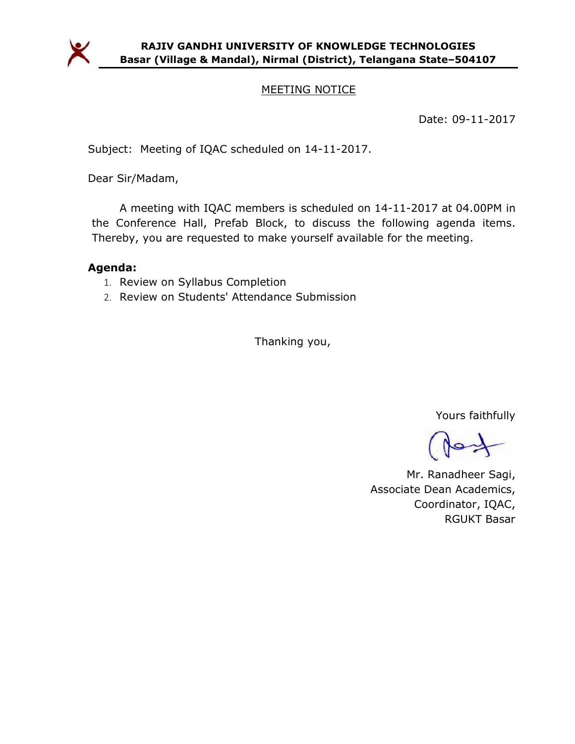**RAJIV GANDHI UNIVERSITY OF KNOWLEDGE TECHNOLOGIES**
**Basar (Village & Mandal), Nirmal (District), Telangana State–504107**

## MEETING NOTICE

Date: 09-11-2017

Subject: Meeting of IQAC scheduled on 14-11-2017.

Dear Sir/Madam,

A meeting with IQAC members is scheduled on 14-11-2017 at 04.00PM in the Conference Hall, Prefab Block, to discuss the following agenda items. Thereby, you are requested to make yourself available for the meeting.

**Agenda:**

1. Review on Syllabus Completion
2. Review on Students' Attendance Submission

Thanking you,

Yours faithfully

Mr. Ranadheer Sagi,
Associate Dean Academics,
Coordinator, IQAC,
RGUKT Basar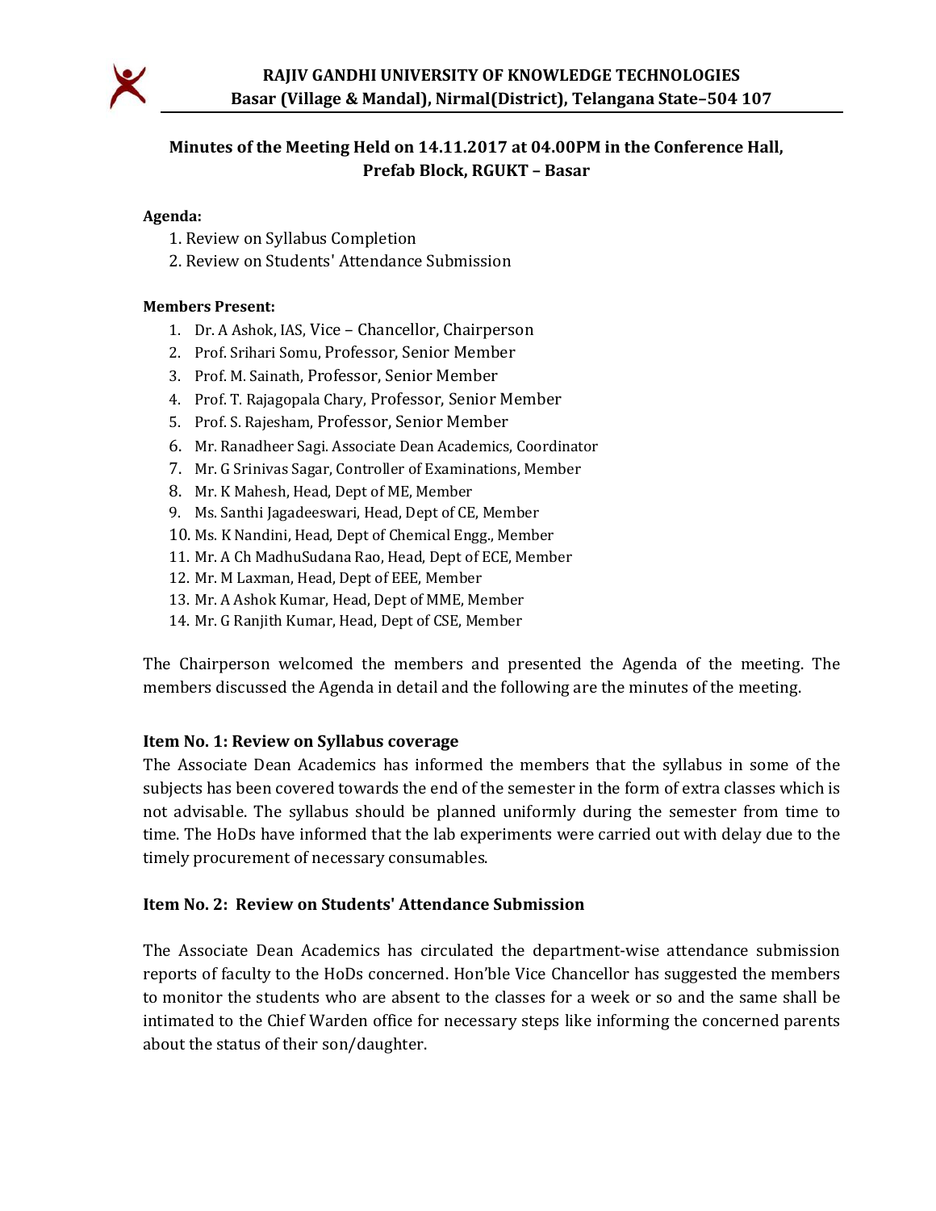# RAJIV GANDHI UNIVERSITY OF KNOWLEDGE TECHNOLOGIES

**Basar (Village & Mandal), Nirmal(District), Telangana State–504 107**

## Minutes of the Meeting Held on 14.11.2017 at 04.00PM in the Conference Hall, Prefab Block, RGUKT – Basar

**Agenda:**

1. Review on Syllabus Completion
2. Review on Students' Attendance Submission

**Members Present:**

1. Dr. A Ashok, IAS, Vice – Chancellor, Chairperson
2. Prof. Srihari Somu, Professor, Senior Member
3. Prof. M. Sainath, Professor, Senior Member
4. Prof. T. Rajagopala Chary, Professor, Senior Member
5. Prof. S. Rajesham, Professor, Senior Member
6. Mr. Ranadheer Sagi. Associate Dean Academics, Coordinator
7. Mr. G Srinivas Sagar, Controller of Examinations, Member
8. Mr. K Mahesh, Head, Dept of ME, Member
9. Ms. Santhi Jagadeeswari, Head, Dept of CE, Member
10. Ms. K Nandini, Head, Dept of Chemical Engg., Member
11. Mr. A Ch MadhuSudana Rao, Head, Dept of ECE, Member
12. Mr. M Laxman, Head, Dept of EEE, Member
13. Mr. A Ashok Kumar, Head, Dept of MME, Member
14. Mr. G Ranjith Kumar, Head, Dept of CSE, Member

The Chairperson welcomed the members and presented the Agenda of the meeting. The members discussed the Agenda in detail and the following are the minutes of the meeting.

### Item No. 1: Review on Syllabus coverage

The Associate Dean Academics has informed the members that the syllabus in some of the subjects has been covered towards the end of the semester in the form of extra classes which is not advisable. The syllabus should be planned uniformly during the semester from time to time. The HoDs have informed that the lab experiments were carried out with delay due to the timely procurement of necessary consumables.

### Item No. 2: Review on Students' Attendance Submission

The Associate Dean Academics has circulated the department-wise attendance submission reports of faculty to the HoDs concerned. Hon'ble Vice Chancellor has suggested the members to monitor the students who are absent to the classes for a week or so and the same shall be intimated to the Chief Warden office for necessary steps like informing the concerned parents about the status of their son/daughter.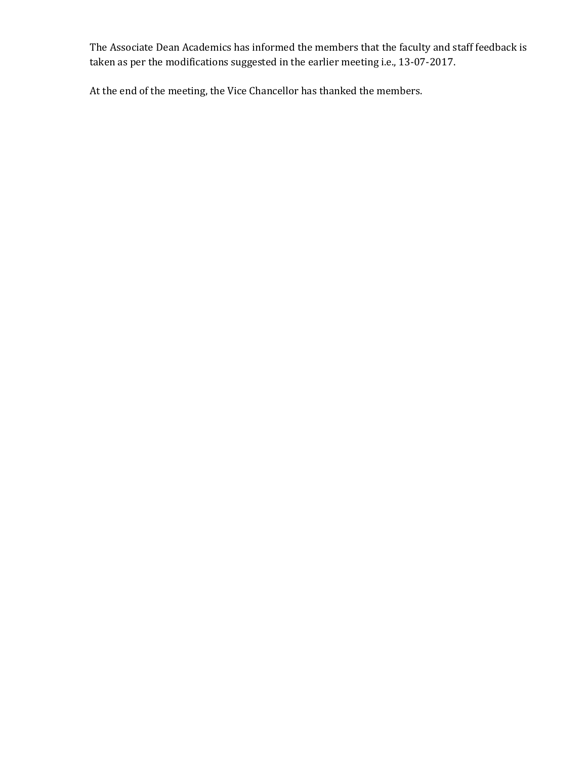The Associate Dean Academics has informed the members that the faculty and staff feedback is taken as per the modifications suggested in the earlier meeting i.e., 13-07-2017.

At the end of the meeting, the Vice Chancellor has thanked the members.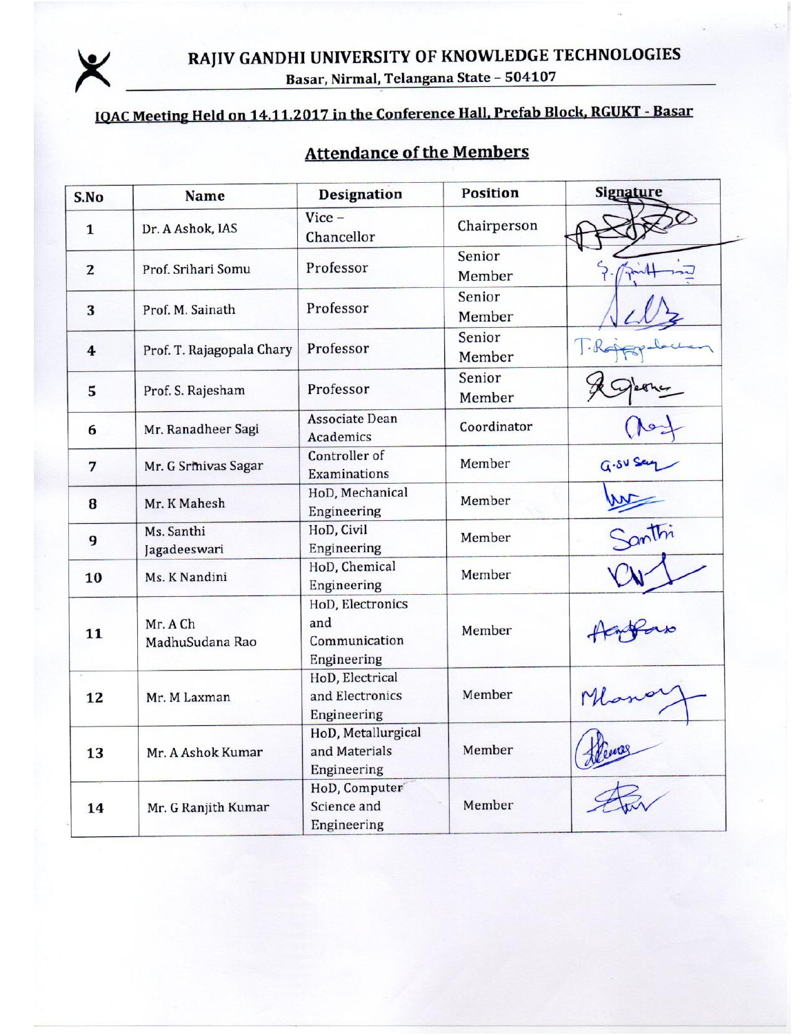# RAJIV GANDHI UNIVERSITY OF KNOWLEDGE TECHNOLOGIES

Basar, Nirmal, Telangana State – 504107

## IQAC Meeting Held on 14.11.2017 in the Conference Hall, Prefab Block, RGUKT - Basar

## Attendance of the Members

| S.No | Name | Designation | Position | Signature |
|---|---|---|---|---|
| 1 | Dr. A Ashok, IAS | Vice – Chancellor | Chairperson | Sd/- |
| 2 | Prof. Srihari Somu | Professor | Senior Member | Sd/- |
| 3 | Prof. M. Sainath | Professor | Senior Member | Sd/- |
| 4 | Prof. T. Rajagopala Chary | Professor | Senior Member | Sd/- |
| 5 | Prof. S. Rajesham | Professor | Senior Member | Sd/- |
| 6 | Mr. Ranadheer Sagi | Associate Dean Academics | Coordinator | Sd/- |
| 7 | Mr. G Srinivas Sagar | Controller of Examinations | Member | Sd/- |
| 8 | Mr. K Mahesh | HoD, Mechanical Engineering | Member | Sd/- |
| 9 | Ms. Santhi Jagadeeswari | HoD, Civil Engineering | Member | Sd/- |
| 10 | Ms. K Nandini | HoD, Chemical Engineering | Member | Sd/- |
| 11 | Mr. A Ch MadhuSudana Rao | HoD, Electronics and Communication Engineering | Member | Sd/- |
| 12 | Mr. M Laxman | HoD, Electrical and Electronics Engineering | Member | Sd/- |
| 13 | Mr. A Ashok Kumar | HoD, Metallurgical and Materials Engineering | Member | Sd/- |
| 14 | Mr. G Ranjith Kumar | HoD, Computer Science and Engineering | Member | Sd/- |